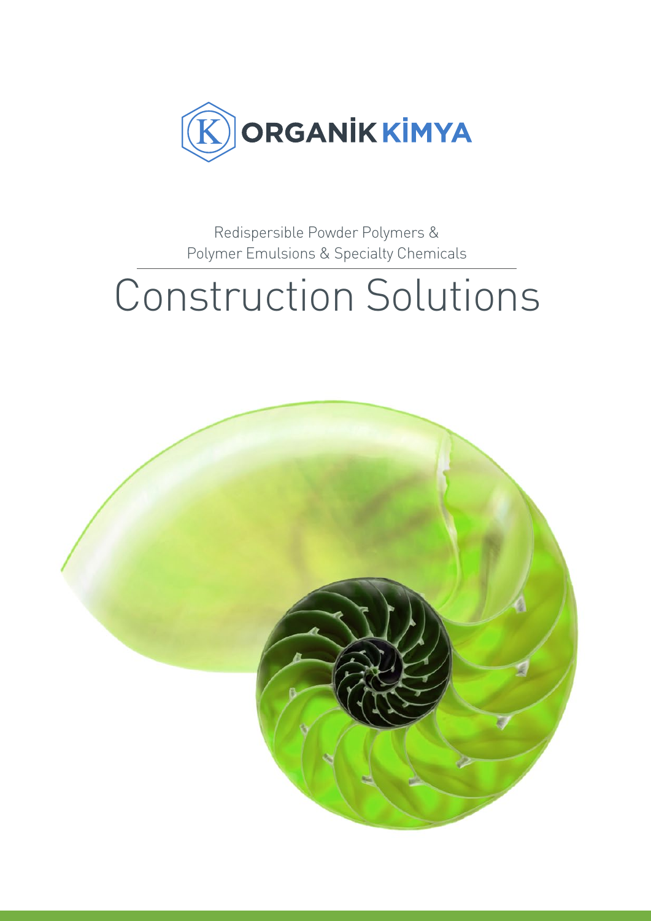ORGANİK KİMYA

Redispersible Powder Polymers &
Polymer Emulsions & Specialty Chemicals

# Construction Solutions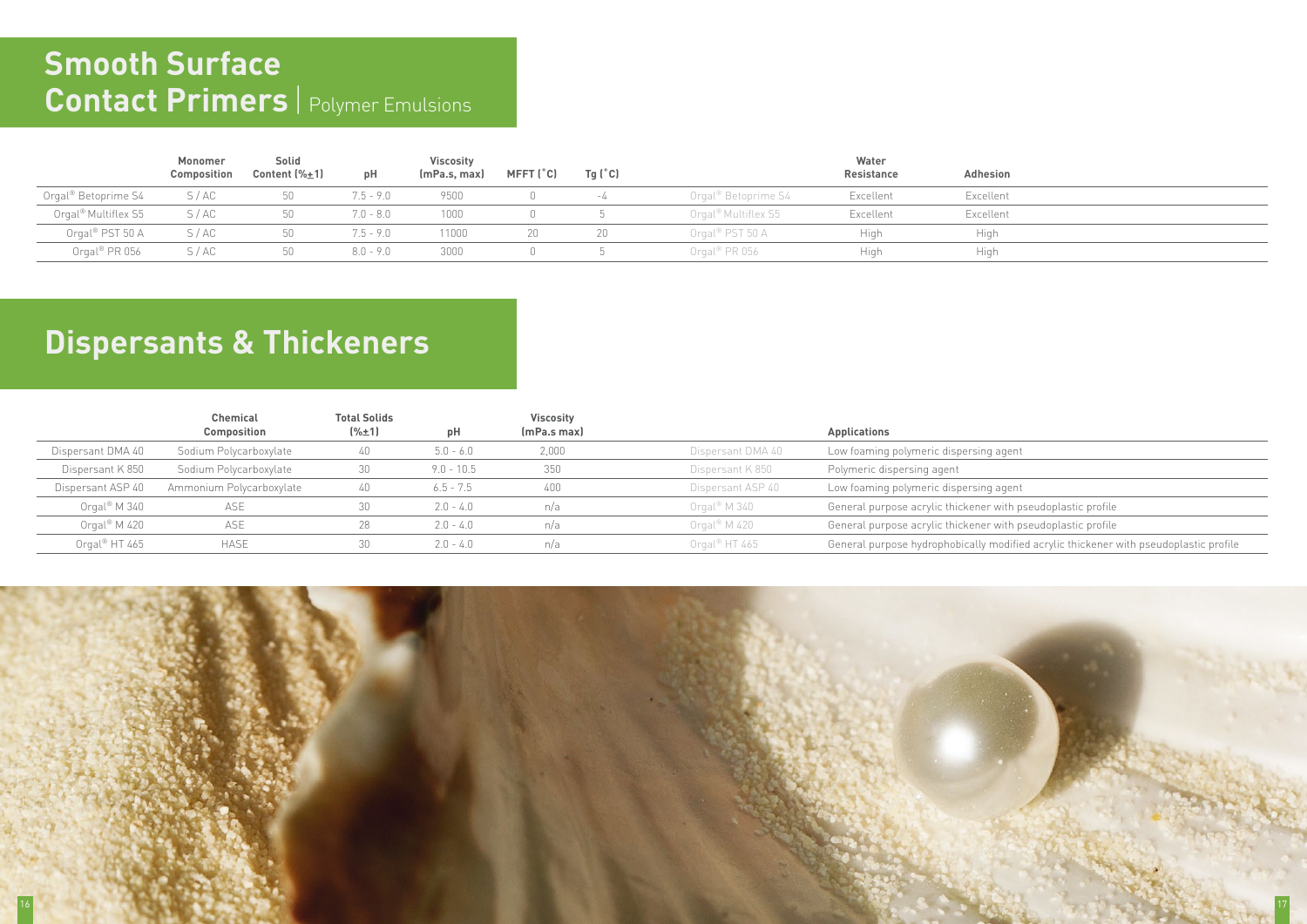# Smooth Surface Contact Primers | Polymer Emulsions

| | Monomer Composition | Solid Content (%±1) | pH | Viscosity (mPa.s, max) | MFFT (°C) | Tg (°C) | | Water Resistance | Adhesion |
|---|---|---|---|---|---|---|---|---|---|
| Orgal® Betoprime S4 | S / AC | 50 | 7.5 - 9.0 | 9500 | 0 | -4 | Orgal® Betoprime S4 | Excellent | Excellent |
| Orgal® Multiflex S5 | S / AC | 50 | 7.0 - 8.0 | 1000 | 0 | 5 | Orgal® Multiflex S5 | Excellent | Excellent |
| Orgal® PST 50 A | S / AC | 50 | 7.5 - 9.0 | 11000 | 20 | 20 | Orgal® PST 50 A | High | High |
| Orgal® PR 056 | S / AC | 50 | 8.0 - 9.0 | 3000 | 0 | 5 | Orgal® PR 056 | High | High |

# Dispersants & Thickeners

| | Chemical Composition | Total Solids (%±1) | pH | Viscosity (mPa.s max) | | Applications |
|---|---|---|---|---|---|---|
| Dispersant DMA 40 | Sodium Polycarboxylate | 40 | 5.0 - 6.0 | 2,000 | Dispersant DMA 40 | Low foaming polymeric dispersing agent |
| Dispersant K 850 | Sodium Polycarboxylate | 30 | 9.0 - 10.5 | 350 | Dispersant K 850 | Polymeric dispersing agent |
| Dispersant ASP 40 | Ammonium Polycarboxylate | 40 | 6.5 - 7.5 | 400 | Dispersant ASP 40 | Low foaming polymeric dispersing agent |
| Orgal® M 340 | ASE | 30 | 2.0 - 4.0 | n/a | Orgal® M 340 | General purpose acrylic thickener with pseudoplastic profile |
| Orgal® M 420 | ASE | 28 | 2.0 - 4.0 | n/a | Orgal® M 420 | General purpose acrylic thickener with pseudoplastic profile |
| Orgal® HT 465 | HASE | 30 | 2.0 - 4.0 | n/a | Orgal® HT 465 | General purpose hydrophobically modified acrylic thickener with pseudoplastic profile |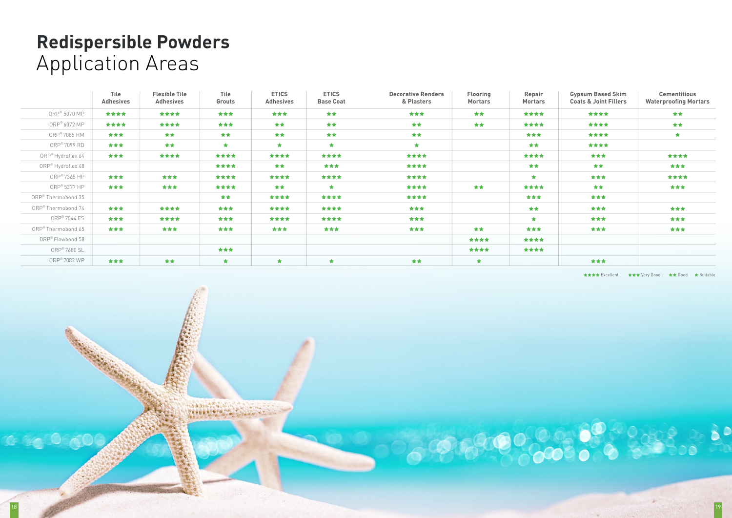# Redispersible Powders
## Application Areas

| | Tile Adhesives | Flexible Tile Adhesives | Tile Grouts | ETICS Adhesives | ETICS Base Coat | Decorative Renders & Plasters | Flooring Mortars | Repair Mortars | Gypsum Based Skim Coats & Joint Fillers | Cementitious Waterproofing Mortars |
|---|---|---|---|---|---|---|---|---|---|---|
| ORP® 5070 MP | ★★★★ | ★★★★ | ★★★ | ★★★ | ★★ | ★★★ | ★★ | ★★★★ | ★★★★ | ★★ |
| ORP® 6072 MP | ★★★★ | ★★★★ | ★★★ | ★★ | ★★ | ★★ | ★★ | ★★★★ | ★★★★ | ★★ |
| ORP® 7085 HM | ★★★ | ★★ | ★★ | ★★ | ★★ | ★★ | | ★★★ | ★★★★ | ★ |
| ORP® 7099 RD | ★★★ | ★★ | ★ | ★ | ★ | ★ | | ★★ | ★★★★ | |
| ORP® Hydroflex 64 | ★★★ | ★★★★ | ★★★★ | ★★★★ | ★★★★ | ★★★★ | | ★★★★ | ★★★ | ★★★★ |
| ORP® Hydroflex 48 | | | ★★★★ | ★★ | ★★★ | ★★★★ | | ★★ | ★★ | ★★★ |
| ORP® 7365 HP | ★★★ | ★★★ | ★★★★ | ★★★★ | ★★★★ | ★★★★ | | ★ | ★★★ | ★★★★ |
| ORP® 5377 HP | ★★★ | ★★★ | ★★★★ | ★★ | ★ | ★★★★ | ★★ | ★★★★ | ★★ | ★★★ |
| ORP® Thermobond 35 | | | ★★ | ★★★★ | ★★★★ | ★★★★ | | ★★★ | ★★★ | |
| ORP® Thermobond 74 | ★★★ | ★★★★ | ★★★ | ★★★★ | ★★★★ | ★★★ | | ★★ | ★★★ | ★★★ |
| ORP® 7044 ES | ★★★ | ★★★★ | ★★★ | ★★★★ | ★★★★ | ★★★ | | ★ | ★★★ | ★★★ |
| ORP® Thermobond 65 | ★★★ | ★★★ | ★★★ | ★★★ | ★★★ | ★★★ | ★★ | ★★★ | ★★★ | ★★★ |
| ORP® Flowbond 58 | | | | | | | ★★★★ | ★★★★ | | |
| ORP® 7680 SL | | | ★★★ | | | | ★★★★ | ★★★★ | | |
| ORP® 7082 WP | ★★★ | ★★ | ★ | ★ | ★ | ★★ | ★ | | ★★★ | |

★★★★ Excellent ★★★ Very Good ★★ Good ★ Suitable